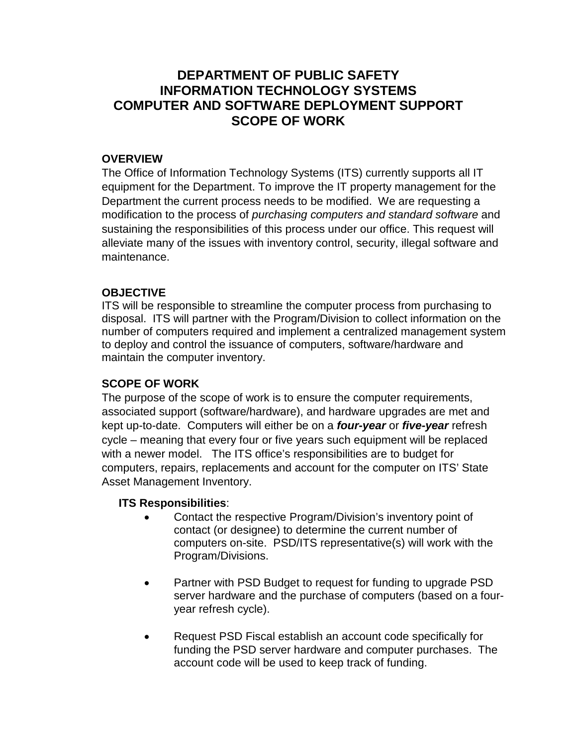# DEPARTMENT OF PUBLIC SAFETY
# INFORMATION TECHNOLOGY SYSTEMS
# COMPUTER AND SOFTWARE DEPLOYMENT SUPPORT
# SCOPE OF WORK

## OVERVIEW

The Office of Information Technology Systems (ITS) currently supports all IT equipment for the Department. To improve the IT property management for the Department the current process needs to be modified. We are requesting a modification to the process of *purchasing computers and standard software* and sustaining the responsibilities of this process under our office. This request will alleviate many of the issues with inventory control, security, illegal software and maintenance.

## OBJECTIVE

ITS will be responsible to streamline the computer process from purchasing to disposal. ITS will partner with the Program/Division to collect information on the number of computers required and implement a centralized management system to deploy and control the issuance of computers, software/hardware and maintain the computer inventory.

## SCOPE OF WORK

The purpose of the scope of work is to ensure the computer requirements, associated support (software/hardware), and hardware upgrades are met and kept up-to-date. Computers will either be on a ***four-year*** or ***five-year*** refresh cycle – meaning that every four or five years such equipment will be replaced with a newer model. The ITS office's responsibilities are to budget for computers, repairs, replacements and account for the computer on ITS' State Asset Management Inventory.

**ITS Responsibilities**:

- Contact the respective Program/Division's inventory point of contact (or designee) to determine the current number of computers on-site. PSD/ITS representative(s) will work with the Program/Divisions.

- Partner with PSD Budget to request for funding to upgrade PSD server hardware and the purchase of computers (based on a four-year refresh cycle).

- Request PSD Fiscal establish an account code specifically for funding the PSD server hardware and computer purchases. The account code will be used to keep track of funding.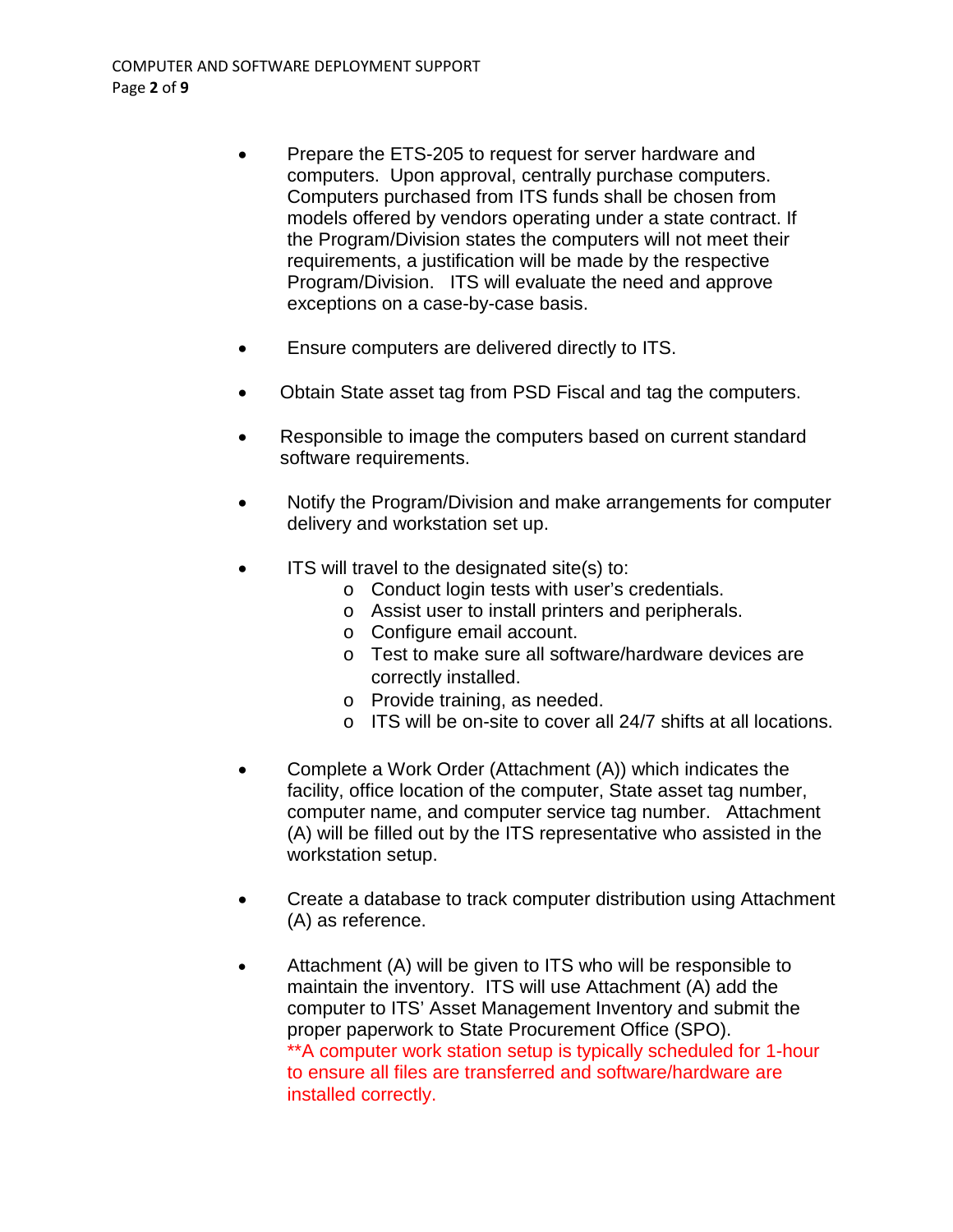- Prepare the ETS-205 to request for server hardware and computers. Upon approval, centrally purchase computers. Computers purchased from ITS funds shall be chosen from models offered by vendors operating under a state contract. If the Program/Division states the computers will not meet their requirements, a justification will be made by the respective Program/Division. ITS will evaluate the need and approve exceptions on a case-by-case basis.

- Ensure computers are delivered directly to ITS.

- Obtain State asset tag from PSD Fiscal and tag the computers.

- Responsible to image the computers based on current standard software requirements.

- Notify the Program/Division and make arrangements for computer delivery and workstation set up.

- ITS will travel to the designated site(s) to:
  - Conduct login tests with user's credentials.
  - Assist user to install printers and peripherals.
  - Configure email account.
  - Test to make sure all software/hardware devices are correctly installed.
  - Provide training, as needed.
  - ITS will be on-site to cover all 24/7 shifts at all locations.

- Complete a Work Order (Attachment (A)) which indicates the facility, office location of the computer, State asset tag number, computer name, and computer service tag number. Attachment (A) will be filled out by the ITS representative who assisted in the workstation setup.

- Create a database to track computer distribution using Attachment (A) as reference.

- Attachment (A) will be given to ITS who will be responsible to maintain the inventory. ITS will use Attachment (A) add the computer to ITS' Asset Management Inventory and submit the proper paperwork to State Procurement Office (SPO).
  **A computer work station setup is typically scheduled for 1-hour to ensure all files are transferred and software/hardware are installed correctly.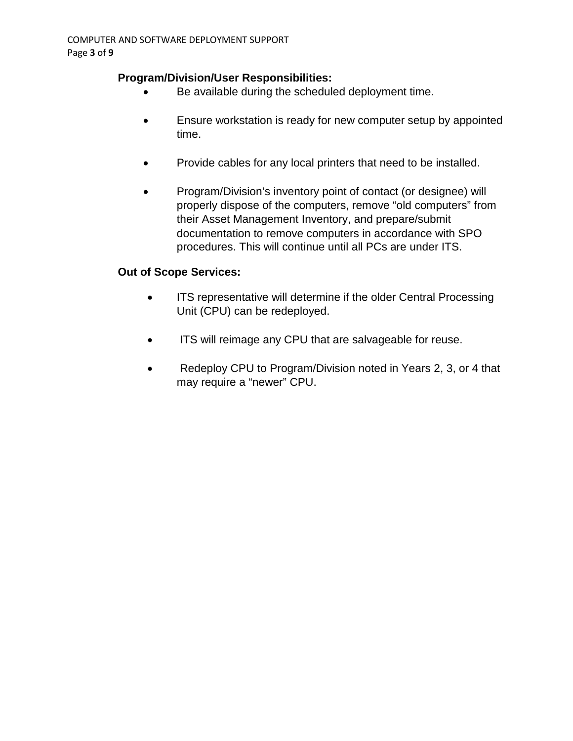**Program/Division/User Responsibilities:**

- Be available during the scheduled deployment time.

- Ensure workstation is ready for new computer setup by appointed time.

- Provide cables for any local printers that need to be installed.

- Program/Division's inventory point of contact (or designee) will properly dispose of the computers, remove "old computers" from their Asset Management Inventory, and prepare/submit documentation to remove computers in accordance with SPO procedures. This will continue until all PCs are under ITS.

**Out of Scope Services:**

- ITS representative will determine if the older Central Processing Unit (CPU) can be redeployed.

- ITS will reimage any CPU that are salvageable for reuse.

- Redeploy CPU to Program/Division noted in Years 2, 3, or 4 that may require a "newer" CPU.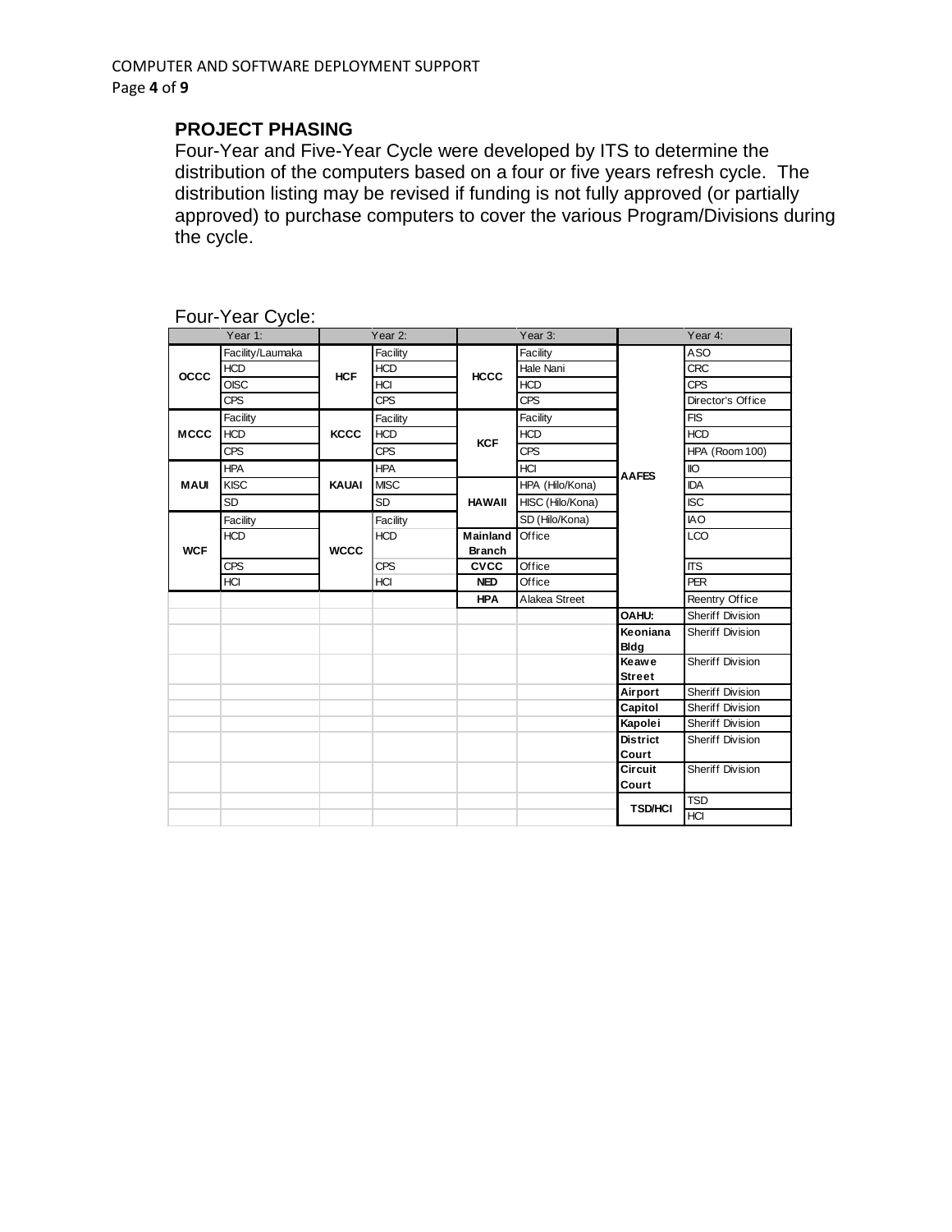## PROJECT PHASING

Four-Year and Five-Year Cycle were developed by ITS to determine the distribution of the computers based on a four or five years refresh cycle. The distribution listing may be revised if funding is not fully approved (or partially approved) to purchase computers to cover the various Program/Divisions during the cycle.

Four-Year Cycle:

| Year 1: | | Year 2: | | Year 3: | | Year 4: | |
|---|---|---|---|---|---|---|---|
| **OCCC** | Facility/Laumaka | **HCF** | Facility | **HCCC** | Facility | **AAFES** | ASO |
| | HCD | | HCD | | Hale Nani | | CRC |
| | OISC | | HCI | | HCD | | CPS |
| | CPS | | CPS | | CPS | | Director's Office |
| **MCCC** | Facility | **KCCC** | Facility | **KCF** | Facility | | FIS |
| | HCD | | HCD | | HCD | | HCD |
| | CPS | | CPS | | CPS | | HPA (Room 100) |
| **MAUI** | HPA | **KAUAI** | HPA | | HCI | | IIO |
| | KISC | | MISC | **HAWAII** | HPA (Hilo/Kona) | | IDA |
| | SD | | SD | | HISC (Hilo/Kona) | | ISC |
| **WCF** | Facility | **WCCC** | Facility | | SD (Hilo/Kona) | | IAO |
| | HCD | | HCD | **Mainland Branch** | Office | | LCO |
| | CPS | | CPS | **CVCC** | Office | | ITS |
| | HCI | | HCI | **NED** | Office | | PER |
| | | | | **HPA** | Alakea Street | | Reentry Office |
| | | | | | | **OAHU:** | Sheriff Division |
| | | | | | | **Keoniana Bldg** | Sheriff Division |
| | | | | | | **Keawe Street** | Sheriff Division |
| | | | | | | **Airport** | Sheriff Division |
| | | | | | | **Capitol** | Sheriff Division |
| | | | | | | **Kapolei** | Sheriff Division |
| | | | | | | **District Court** | Sheriff Division |
| | | | | | | **Circuit Court** | Sheriff Division |
| | | | | | | **TSD/HCI** | TSD |
| | | | | | | | HCI |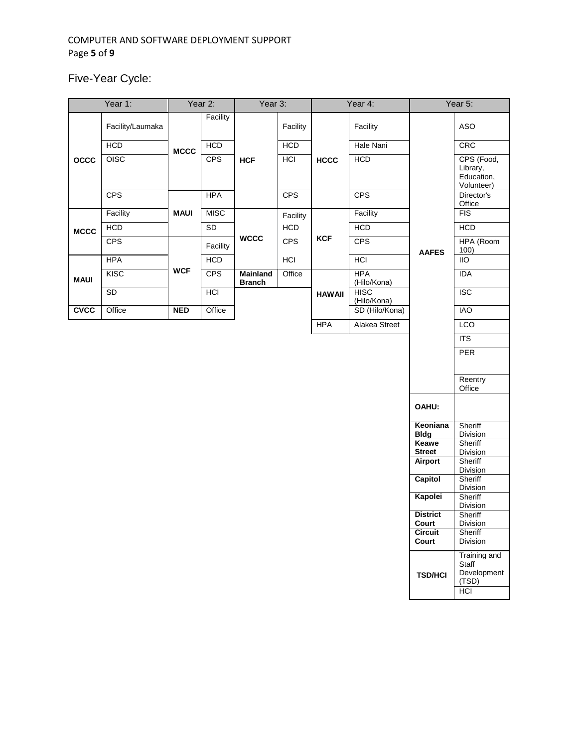Five-Year Cycle:

| Year 1: | | Year 2: | | Year 3: | | Year 4: | | Year 5: | |
|---|---|---|---|---|---|---|---|---|---|
| **OCCC** | Facility/Laumaka | **MCCC** | Facility | **HCF** | Facility | **HCCC** | Facility | **AAFES** | ASO |
| | HCD | | HCD | | HCD | | Hale Nani | | CRC |
| | OISC | | CPS | | HCI | | HCD | | CPS (Food, Library, Education, Volunteer) |
| | CPS | **MAUI** | HPA | | CPS | | CPS | | Director's Office |
| **MCCC** | Facility | | MISC | **WCCC** | Facility | **KCF** | Facility | | FIS |
| | HCD | | SD | | HCD | | HCD | | HCD |
| | CPS | **WCF** | Facility | | CPS | | CPS | | HPA (Room 100) |
| **MAUI** | HPA | | HCD | | HCI | | HCI | | IIO |
| | KISC | | CPS | **Mainland Branch** | Office | **HAWAII** | HPA (Hilo/Kona) | | IDA |
| | SD | | HCI | | | | HISC (Hilo/Kona) | | ISC |
| **CVCC** | Office | **NED** | Office | | | | SD (Hilo/Kona) | | IAO |
| | | | | | | HPA | Alakea Street | | LCO |
| | | | | | | | | | ITS |
| | | | | | | | | | PER |
| | | | | | | | | | Reentry Office |
| | | | | | | | | **OAHU:** | |
| | | | | | | | | **Keoniana Bldg** | Sheriff Division |
| | | | | | | | | **Keawe Street** | Sheriff Division |
| | | | | | | | | **Airport** | Sheriff Division |
| | | | | | | | | **Capitol** | Sheriff Division |
| | | | | | | | | **Kapolei** | Sheriff Division |
| | | | | | | | | **District Court** | Sheriff Division |
| | | | | | | | | **Circuit Court** | Sheriff Division |
| | | | | | | | | **TSD/HCI** | Training and Staff Development (TSD) |
| | | | | | | | | | HCI |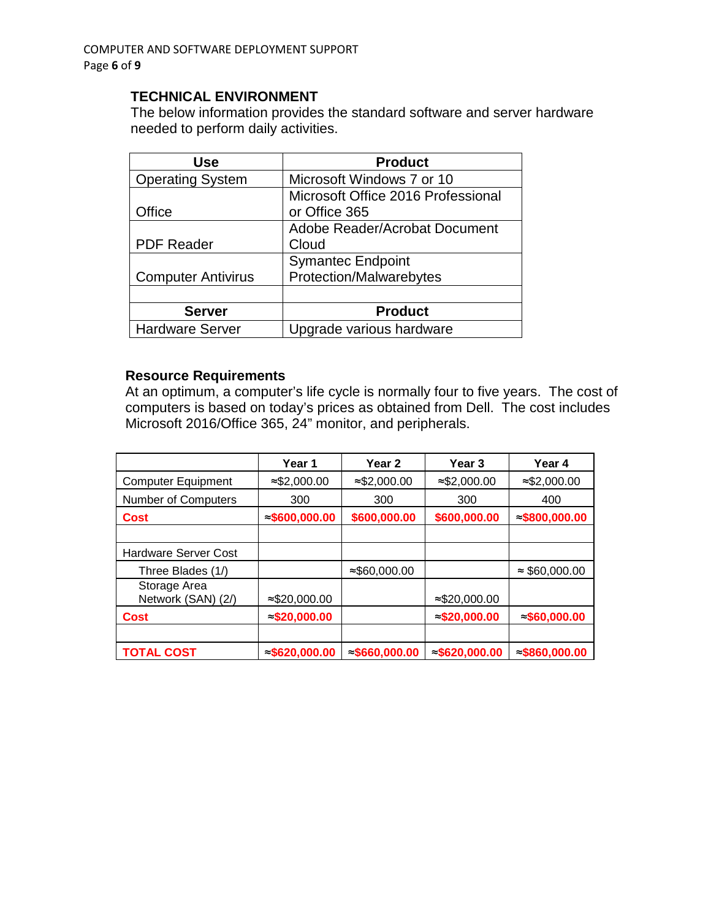## TECHNICAL ENVIRONMENT

The below information provides the standard software and server hardware needed to perform daily activities.

| Use | Product |
|---|---|
| Operating System | Microsoft Windows 7 or 10 |
| Office | Microsoft Office 2016 Professional or Office 365 |
| PDF Reader | Adobe Reader/Acrobat Document Cloud |
| Computer Antivirus | Symantec Endpoint Protection/Malwarebytes |
| | |
| **Server** | **Product** |
| Hardware Server | Upgrade various hardware |

### Resource Requirements

At an optimum, a computer's life cycle is normally four to five years. The cost of computers is based on today's prices as obtained from Dell. The cost includes Microsoft 2016/Office 365, 24" monitor, and peripherals.

| | Year 1 | Year 2 | Year 3 | Year 4 |
|---|---|---|---|---|
| Computer Equipment | ≈$2,000.00 | ≈$2,000.00 | ≈$2,000.00 | ≈$2,000.00 |
| Number of Computers | 300 | 300 | 300 | 400 |
| **Cost** | **≈$600,000.00** | **$600,000.00** | **$600,000.00** | **≈$800,000.00** |
| | | | | |
| Hardware Server Cost | | | | |
| Three Blades (1/) | | ≈$60,000.00 | | ≈ $60,000.00 |
| Storage Area Network (SAN) (2/) | ≈$20,000.00 | | ≈$20,000.00 | |
| **Cost** | **≈$20,000.00** | | **≈$20,000.00** | **≈$60,000.00** |
| | | | | |
| **TOTAL COST** | **≈$620,000.00** | **≈$660,000.00** | **≈$620,000.00** | **≈$860,000.00** |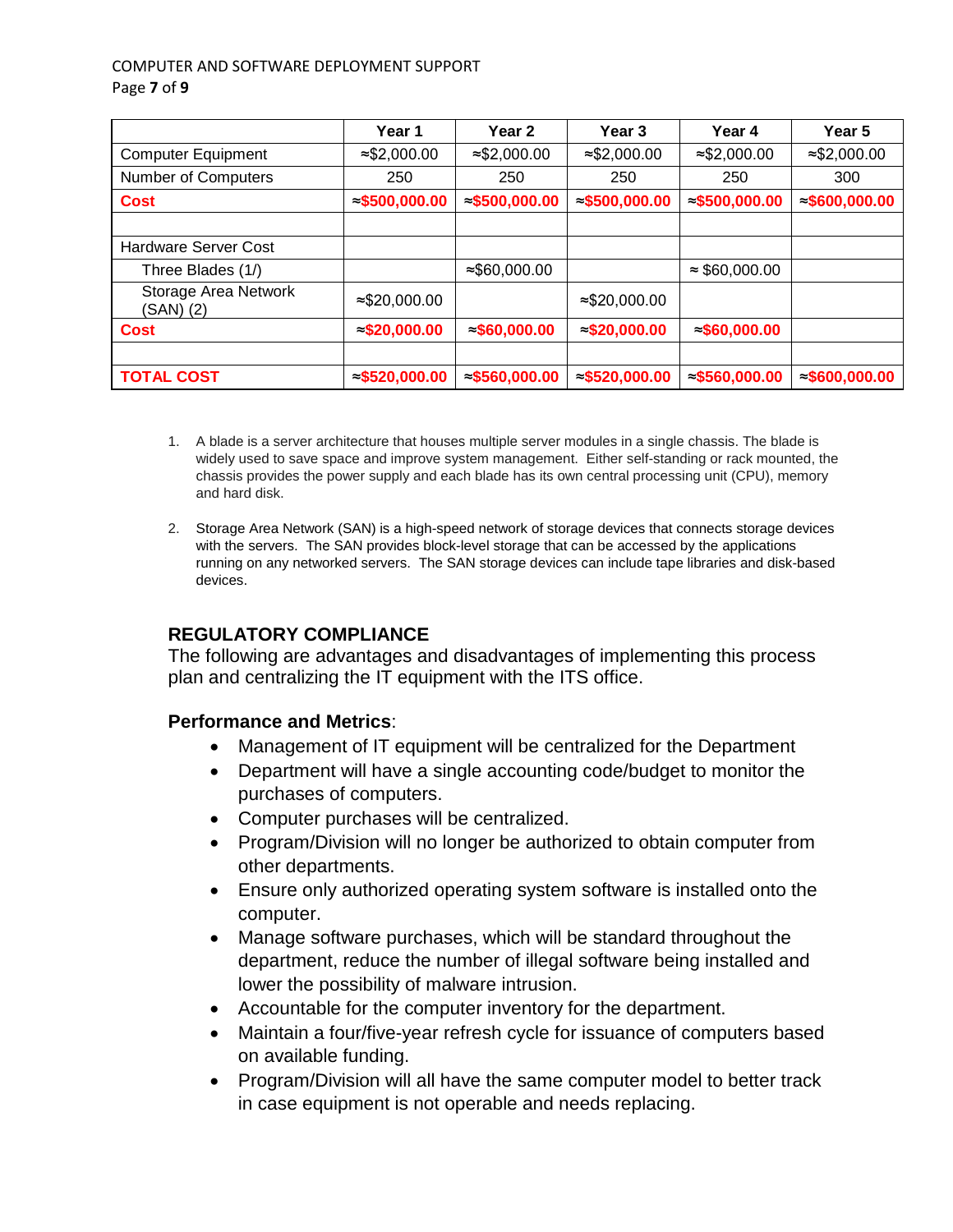| | Year 1 | Year 2 | Year 3 | Year 4 | Year 5 |
|---|---|---|---|---|---|
| Computer Equipment | ≈$2,000.00 | ≈$2,000.00 | ≈$2,000.00 | ≈$2,000.00 | ≈$2,000.00 |
| Number of Computers | 250 | 250 | 250 | 250 | 300 |
| **Cost** | **≈$500,000.00** | **≈$500,000.00** | **≈$500,000.00** | **≈$500,000.00** | **≈$600,000.00** |
| | | | | | |
| Hardware Server Cost | | | | | |
| Three Blades (1/) | | ≈$60,000.00 | | ≈ $60,000.00 | |
| Storage Area Network (SAN) (2) | ≈$20,000.00 | | ≈$20,000.00 | | |
| **Cost** | **≈$20,000.00** | **≈$60,000.00** | **≈$20,000.00** | **≈$60,000.00** | |
| | | | | | |
| **TOTAL COST** | **≈$520,000.00** | **≈$560,000.00** | **≈$520,000.00** | **≈$560,000.00** | **≈$600,000.00** |

1. A blade is a server architecture that houses multiple server modules in a single chassis. The blade is widely used to save space and improve system management. Either self-standing or rack mounted, the chassis provides the power supply and each blade has its own central processing unit (CPU), memory and hard disk.

2. Storage Area Network (SAN) is a high-speed network of storage devices that connects storage devices with the servers. The SAN provides block-level storage that can be accessed by the applications running on any networked servers. The SAN storage devices can include tape libraries and disk-based devices.

## REGULATORY COMPLIANCE

The following are advantages and disadvantages of implementing this process plan and centralizing the IT equipment with the ITS office.

**Performance and Metrics**:

- Management of IT equipment will be centralized for the Department
- Department will have a single accounting code/budget to monitor the purchases of computers.
- Computer purchases will be centralized.
- Program/Division will no longer be authorized to obtain computer from other departments.
- Ensure only authorized operating system software is installed onto the computer.
- Manage software purchases, which will be standard throughout the department, reduce the number of illegal software being installed and lower the possibility of malware intrusion.
- Accountable for the computer inventory for the department.
- Maintain a four/five-year refresh cycle for issuance of computers based on available funding.
- Program/Division will all have the same computer model to better track in case equipment is not operable and needs replacing.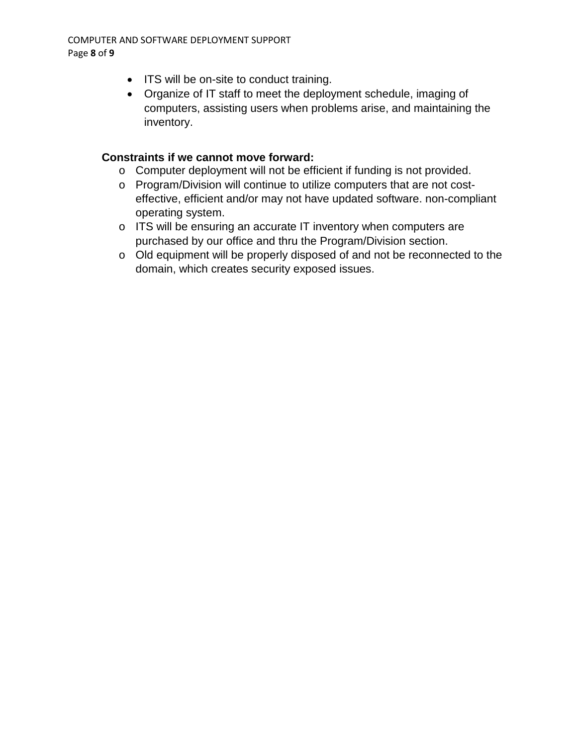- ITS will be on-site to conduct training.
- Organize of IT staff to meet the deployment schedule, imaging of computers, assisting users when problems arise, and maintaining the inventory.

**Constraints if we cannot move forward:**

- Computer deployment will not be efficient if funding is not provided.
- Program/Division will continue to utilize computers that are not cost-effective, efficient and/or may not have updated software. non-compliant operating system.
- ITS will be ensuring an accurate IT inventory when computers are purchased by our office and thru the Program/Division section.
- Old equipment will be properly disposed of and not be reconnected to the domain, which creates security exposed issues.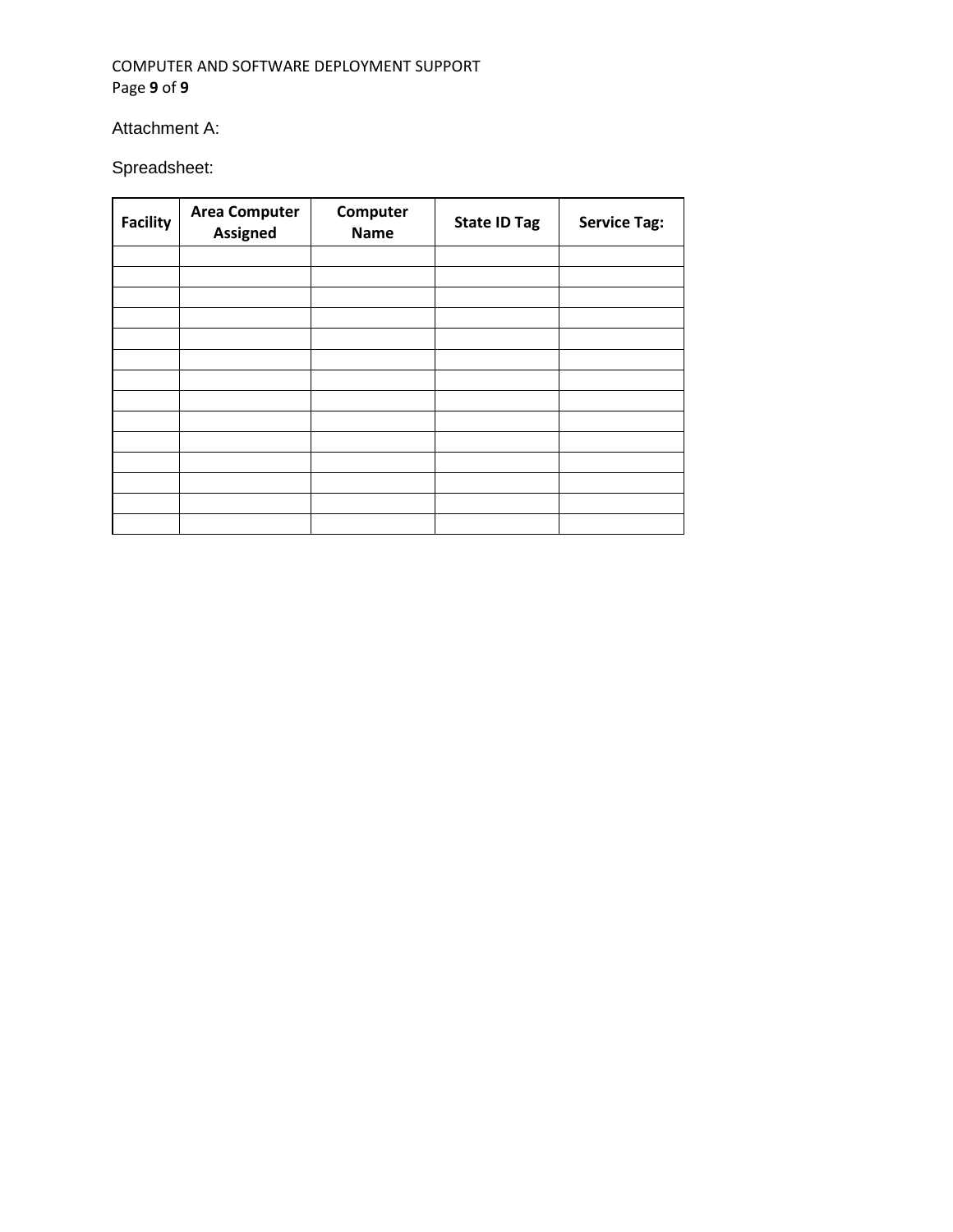Attachment A:

Spreadsheet:

| Facility | Area Computer Assigned | Computer Name | State ID Tag | Service Tag: |
|---|---|---|---|---|
| | | | | |
| | | | | |
| | | | | |
| | | | | |
| | | | | |
| | | | | |
| | | | | |
| | | | | |
| | | | | |
| | | | | |
| | | | | |
| | | | | |
| | | | | |
| | | | | |